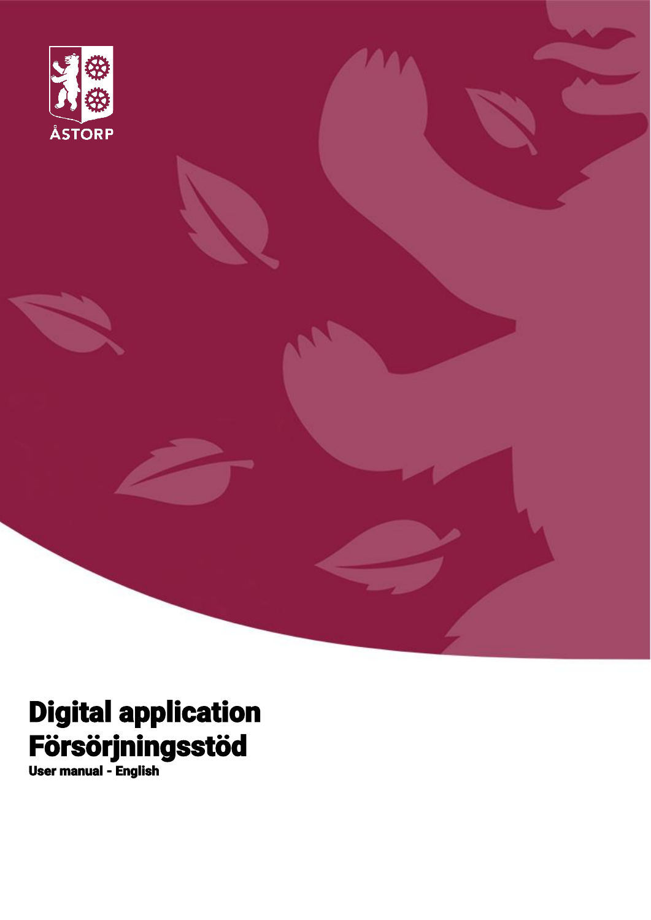ÅSTORP

# Digital application Försörjningsstöd

**User manual - English**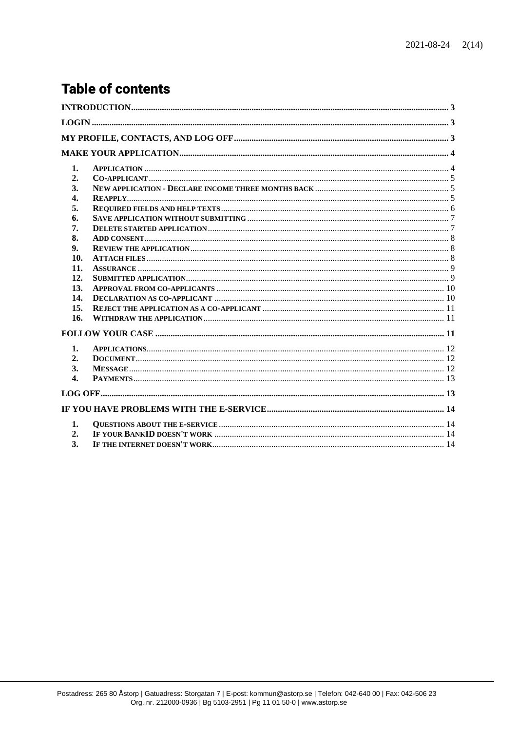# Table of contents

INTRODUCTION ... 3

LOGIN ... 3

MY PROFILE, CONTACTS, AND LOG OFF ... 3

MAKE YOUR APPLICATION ... 4

1. APPLICATION ... 4
2. CO-APPLICANT ... 5
3. NEW APPLICATION - DECLARE INCOME THREE MONTHS BACK ... 5
4. REAPPLY ... 5
5. REQUIRED FIELDS AND HELP TEXTS ... 6
6. SAVE APPLICATION WITHOUT SUBMITTING ... 7
7. DELETE STARTED APPLICATION ... 7
8. ADD CONSENT ... 8
9. REVIEW THE APPLICATION ... 8
10. ATTACH FILES ... 8
11. ASSURANCE ... 9
12. SUBMITTED APPLICATION ... 9
13. APPROVAL FROM CO-APPLICANTS ... 10
14. DECLARATION AS CO-APPLICANT ... 10
15. REJECT THE APPLICATION AS A CO-APPLICANT ... 11
16. WITHDRAW THE APPLICATION ... 11

FOLLOW YOUR CASE ... 11

1. APPLICATIONS ... 12
2. DOCUMENT ... 12
3. MESSAGE ... 12
4. PAYMENTS ... 13

LOG OFF ... 13

IF YOU HAVE PROBLEMS WITH THE E-SERVICE ... 14

1. QUESTIONS ABOUT THE E-SERVICE ... 14
2. IF YOUR BANKID DOESN'T WORK ... 14
3. IF THE INTERNET DOESN'T WORK ... 14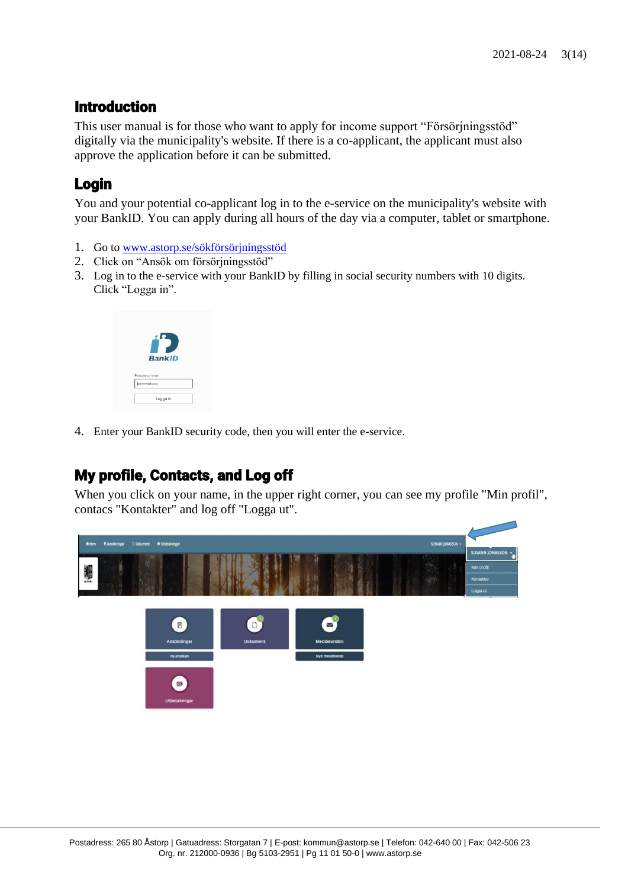## Introduction

This user manual is for those who want to apply for income support “Försörjningsstöd” digitally via the municipality's website. If there is a co-applicant, the applicant must also approve the application before it can be submitted.

## Login

You and your potential co-applicant log in to the e-service on the municipality's website with your BankID. You can apply during all hours of the day via a computer, tablet or smartphone.

1. Go to www.astorp.se/sökförsörjningsstöd
2. Click on “Ansök om försörjningsstöd”
3. Log in to the e-service with your BankID by filling in social security numbers with 10 digits. Click “Logga in”.

4. Enter your BankID security code, then you will enter the e-service.

## My profile, Contacts, and Log off

When you click on your name, in the upper right corner, you can see my profile "Min profil", contacs "Kontakter" and log off "Logga ut".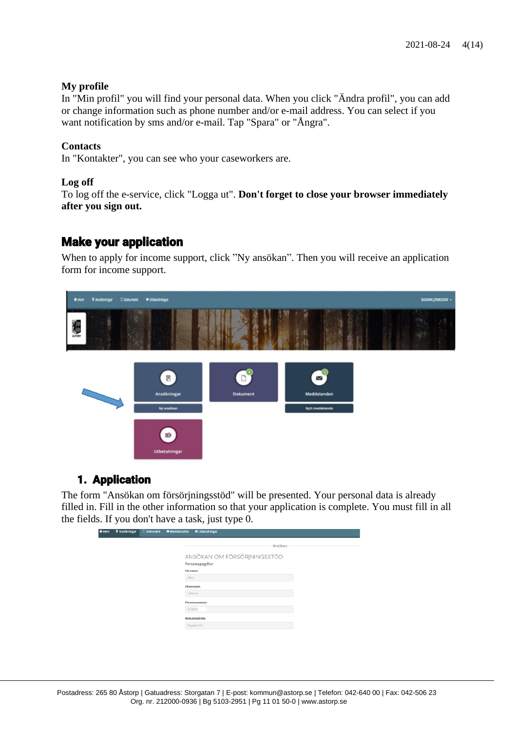**My profile**
In "Min profil" you will find your personal data. When you click "Ändra profil", you can add or change information such as phone number and/or e-mail address. You can select if you want notification by sms and/or e-mail. Tap "Spara" or "Ångra".

**Contacts**
In "Kontakter", you can see who your caseworkers are.

**Log off**
To log off the e-service, click "Logga ut". **Don't forget to close your browser immediately after you sign out.**

## Make your application

When to apply for income support, click ”Ny ansökan”. Then you will receive an application form for income support.

### 1. Application

The form "Ansökan om försörjningsstöd" will be presented. Your personal data is already filled in. Fill in the other information so that your application is complete. You must fill in all the fields. If you don't have a task, just type 0.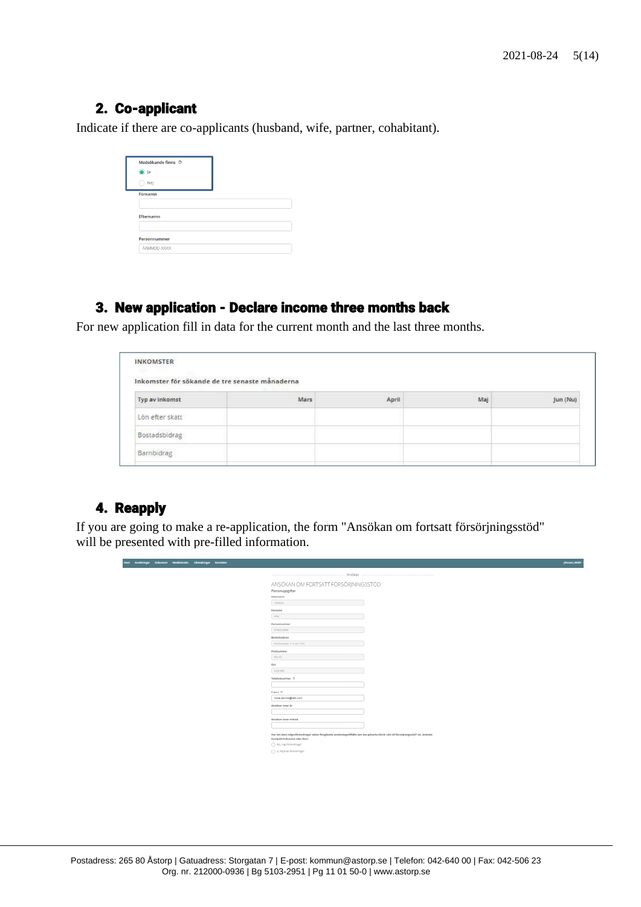## 2. Co-applicant

Indicate if there are co-applicants (husband, wife, partner, cohabitant).

Medsökande finns

Ja

Nej

Förnamn

Efternamn

Personnummer

ÅÅMMDD-XXXX

## 3. New application - Declare income three months back

For new application fill in data for the current month and the last three months.

INKOMSTER

Inkomster för sökande de tre senaste månaderna

| Typ av inkomst | Mars | April | Maj | Jun (Nu) |
|---|---|---|---|---|
| Lön efter skatt | | | | |
| Bostadsbidrag | | | | |
| Barnbidrag | | | | |

## 4. Reapply

If you are going to make a re-application, the form "Ansökan om fortsatt försörjningsstöd" will be presented with pre-filled information.

ANSÖKAN OM FORTSATT FÖRSÖRJNINGSSTÖD

Personuppgifter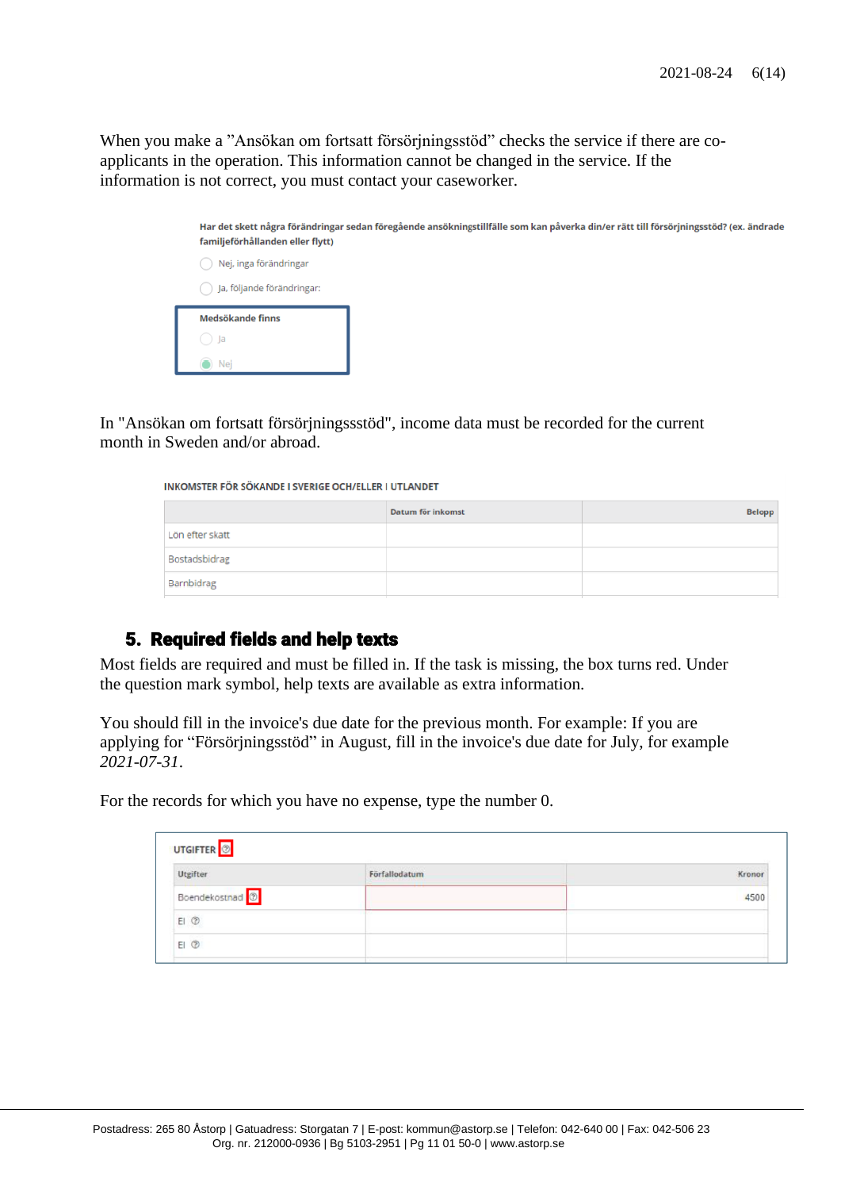When you make a ”Ansökan om fortsatt försörjningsstöd” checks the service if there are co-applicants in the operation. This information cannot be changed in the service. If the information is not correct, you must contact your caseworker.

Har det skett några förändringar sedan föregående ansökningstillfälle som kan påverka din/er rätt till försörjningsstöd? (ex. ändrade familjeförhållanden eller flytt)

- Nej, inga förändringar
- Ja, följande förändringar:

**Medsökande finns**

- Ja
- Nej

In "Ansökan om fortsatt försörjningssstöd", income data must be recorded for the current month in Sweden and/or abroad.

INKOMSTER FÖR SÖKANDE I SVERIGE OCH/ELLER I UTLANDET

| | Datum för inkomst | Belopp |
|---|---|---|
| Lön efter skatt | | |
| Bostadsbidrag | | |
| Barnbidrag | | |

## 5. Required fields and help texts

Most fields are required and must be filled in. If the task is missing, the box turns red. Under the question mark symbol, help texts are available as extra information.

You should fill in the invoice's due date for the previous month. For example: If you are applying for “Försörjningsstöd” in August, fill in the invoice's due date for July, for example *2021-07-31*.

For the records for which you have no expense, type the number 0.

UTGIFTER ⓘ

| Utgifter | Förfallodatum | Kronor |
|---|---|---|
| Boendekostnad ⓘ | | 4500 |
| El ⓘ | | |
| El ⓘ | | |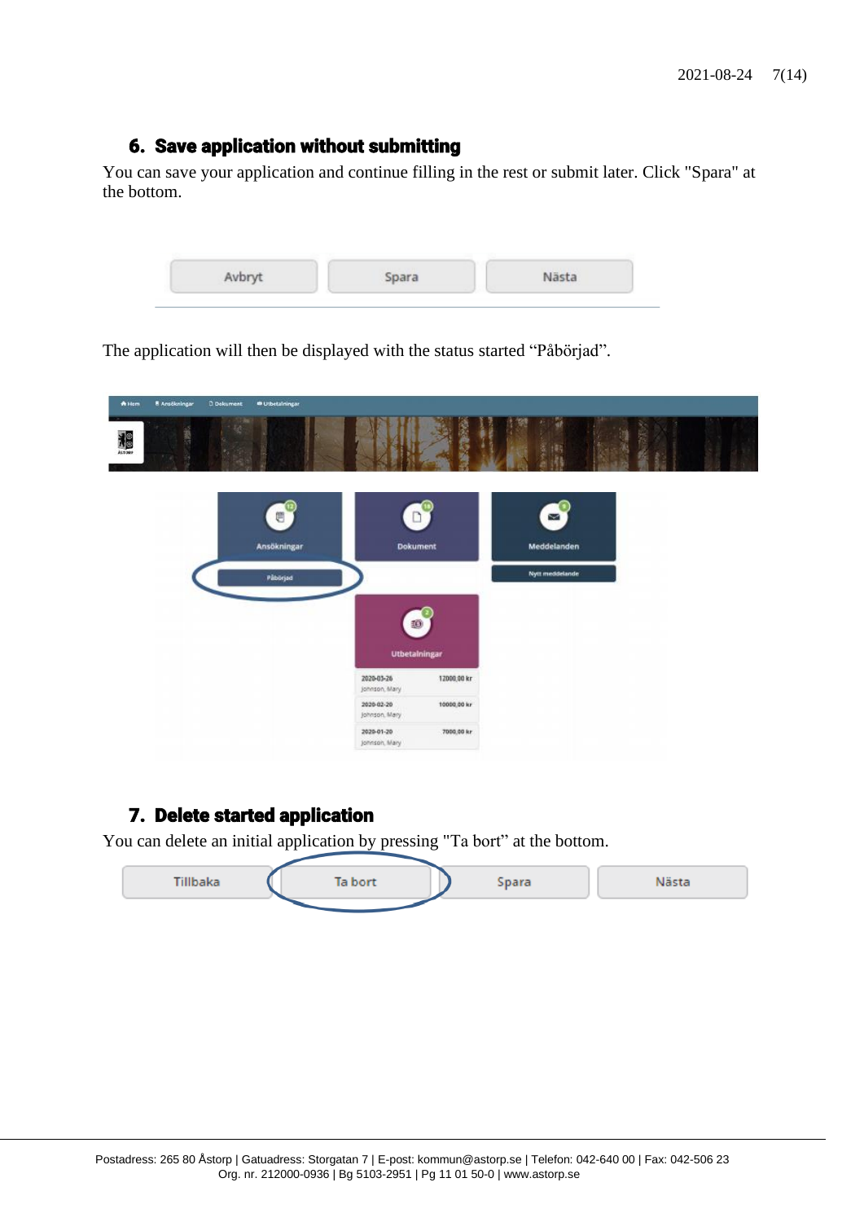## 6. Save application without submitting

You can save your application and continue filling in the rest or submit later. Click "Spara" at the bottom.

The application will then be displayed with the status started "Påbörjad".

## 7. Delete started application

You can delete an initial application by pressing "Ta bort" at the bottom.

Postadress: 265 80 Åstorp | Gatuadress: Storgatan 7 | E-post: kommun@astorp.se | Telefon: 042-640 00 | Fax: 042-506 23
Org. nr. 212000-0936 | Bg 5103-2951 | Pg 11 01 50-0 | www.astorp.se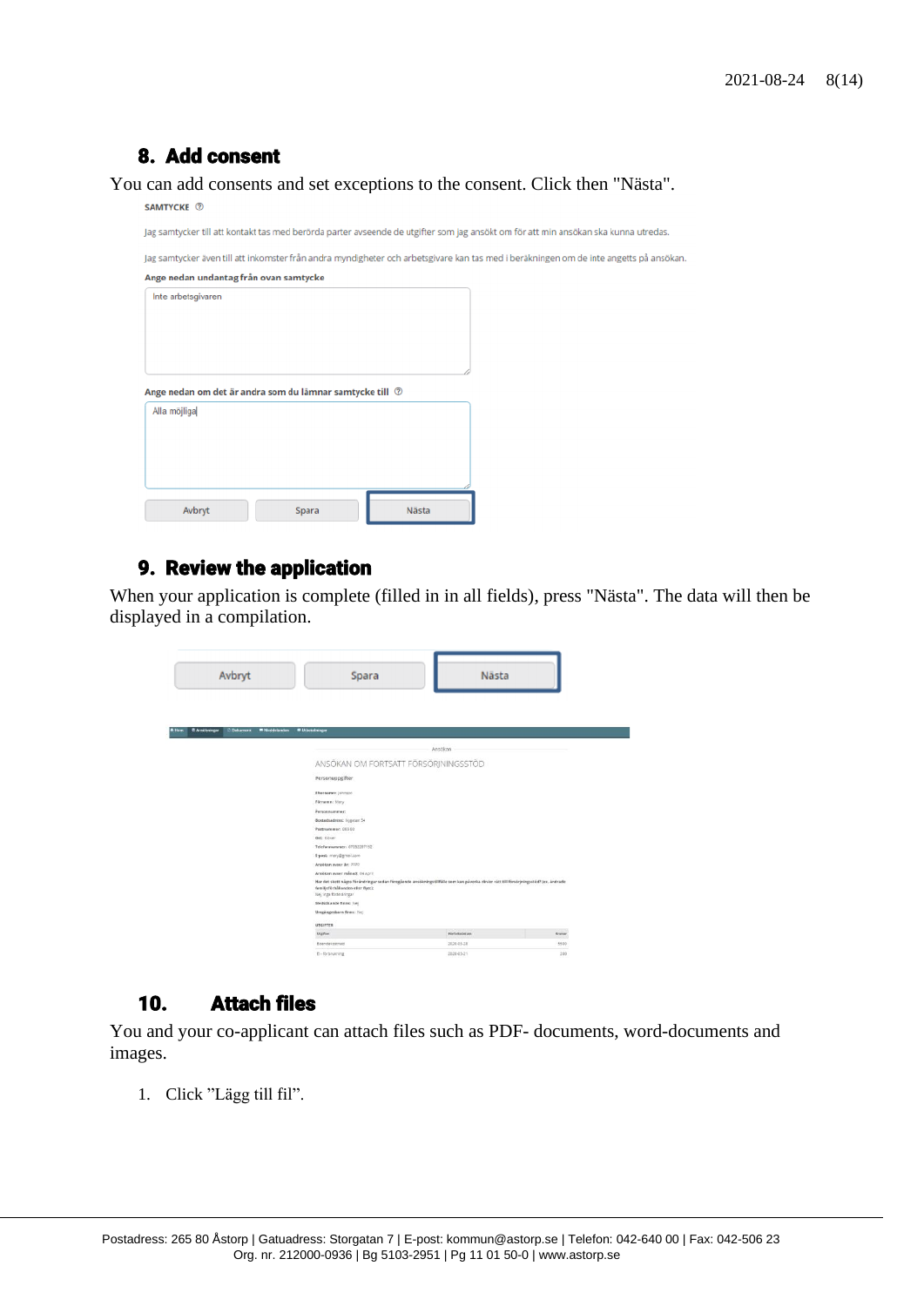## 8. Add consent

You can add consents and set exceptions to the consent. Click then "Nästa".

## 9. Review the application

When your application is complete (filled in in all fields), press "Nästa". The data will then be displayed in a compilation.

## 10. Attach files

You and your co-applicant can attach files such as PDF- documents, word-documents and images.

1. Click ”Lägg till fil”.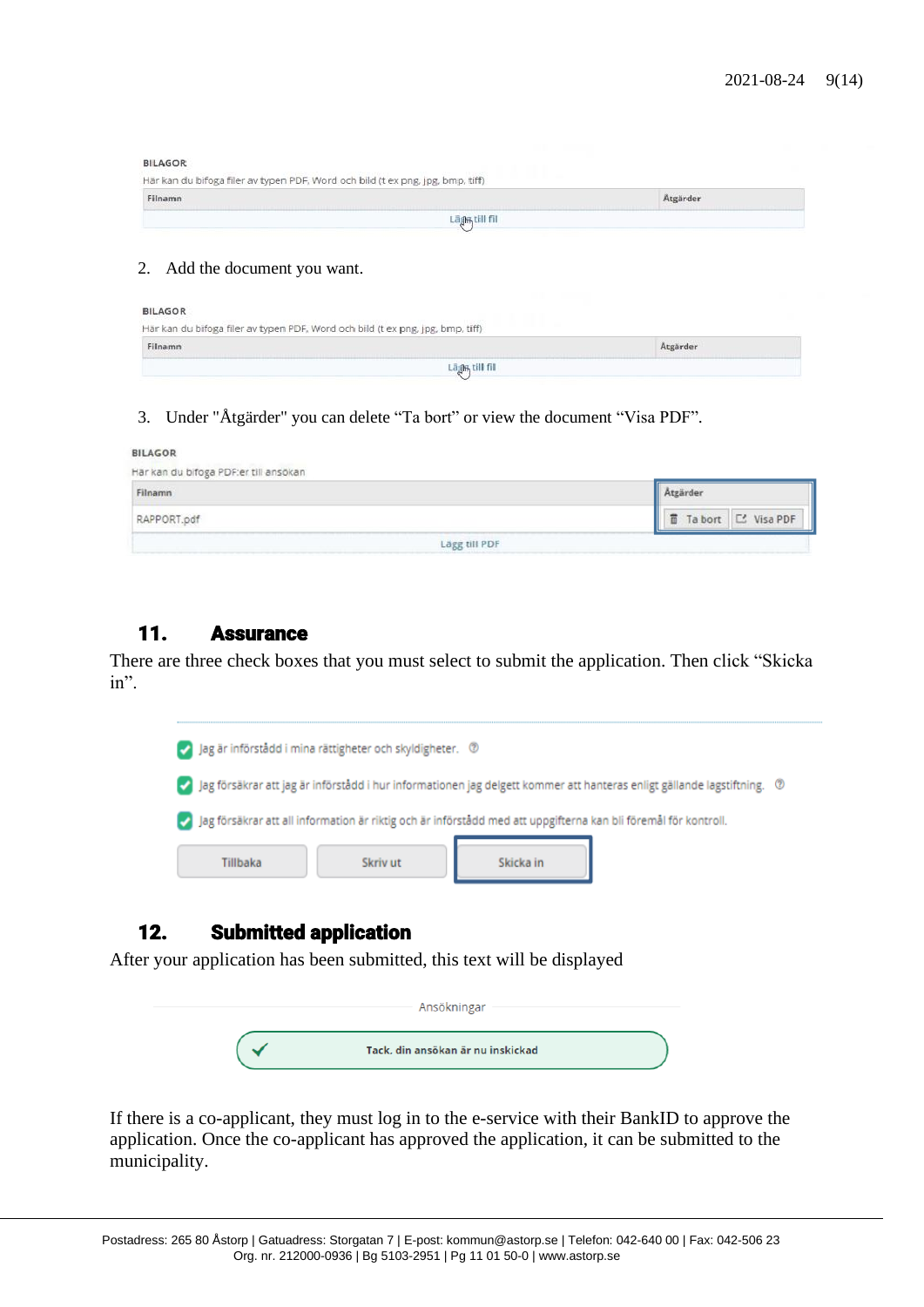BILAGOR

Här kan du bifoga filer av typen PDF, Word och bild (t ex png, jpg, bmp, tiff)

| Filnamn | Åtgärder |
|---|---|
| Lägg till fil | |

2. Add the document you want.

BILAGOR

Här kan du bifoga filer av typen PDF, Word och bild (t ex png, jpg, bmp, tiff)

| Filnamn | Åtgärder |
|---|---|
| Lägg till fil | |

3. Under "Åtgärder" you can delete "Ta bort" or view the document "Visa PDF".

BILAGOR

Här kan du bifoga PDF:er till ansökan

| Filnamn | Åtgärder |
|---|---|
| RAPPORT.pdf | Ta bort   Visa PDF |
| Lägg till PDF | |

## 11. Assurance

There are three check boxes that you must select to submit the application. Then click "Skicka in".

- [x] Jag är införstådd i mina rättigheter och skyldigheter.
- [x] Jag försäkrar att jag är införstådd i hur informationen jag delgett kommer att hanteras enligt gällande lagstiftning.
- [x] Jag försäkrar att all information är riktig och är införstådd med att uppgifterna kan bli föremål för kontroll.

Tillbaka | Skriv ut | Skicka in

## 12. Submitted application

After your application has been submitted, this text will be displayed

Ansökningar

✓ Tack, din ansökan är nu inskickad

If there is a co-applicant, they must log in to the e-service with their BankID to approve the application. Once the co-applicant has approved the application, it can be submitted to the municipality.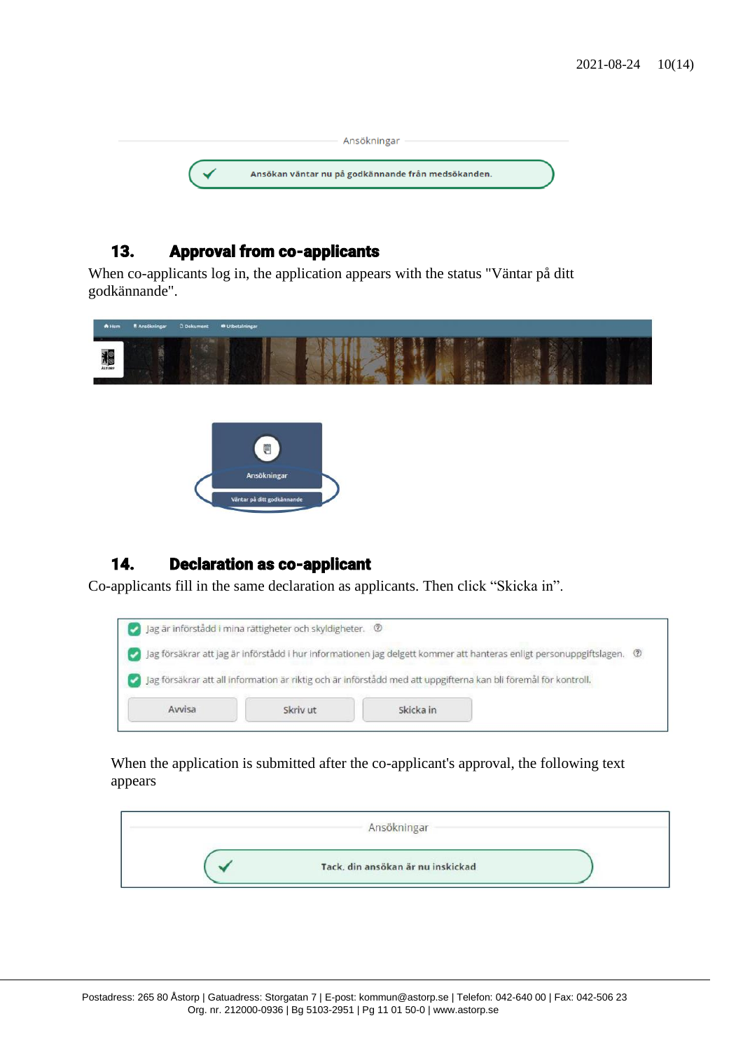Ansökningar

Ansökan väntar nu på godkännande från medsökanden.

## 13. Approval from co-applicants

When co-applicants log in, the application appears with the status "Väntar på ditt godkännande".

Ansökningar

Väntar på ditt godkännande

## 14. Declaration as co-applicant

Co-applicants fill in the same declaration as applicants. Then click "Skicka in".

- Jag är införstådd i mina rättigheter och skyldigheter.
- Jag försäkrar att jag är införstådd i hur informationen jag delgett kommer att hanteras enligt personuppgiftslagen.
- Jag försäkrar att all information är riktig och är införstådd med att uppgifterna kan bli föremål för kontroll.

Avvisa | Skriv ut | Skicka in

When the application is submitted after the co-applicant's approval, the following text appears

Ansökningar

Tack, din ansökan är nu inskickad

Postadress: 265 80 Åstorp | Gatuadress: Storgatan 7 | E-post: kommun@astorp.se | Telefon: 042-640 00 | Fax: 042-506 23
Org. nr. 212000-0936 | Bg 5103-2951 | Pg 11 01 50-0 | www.astorp.se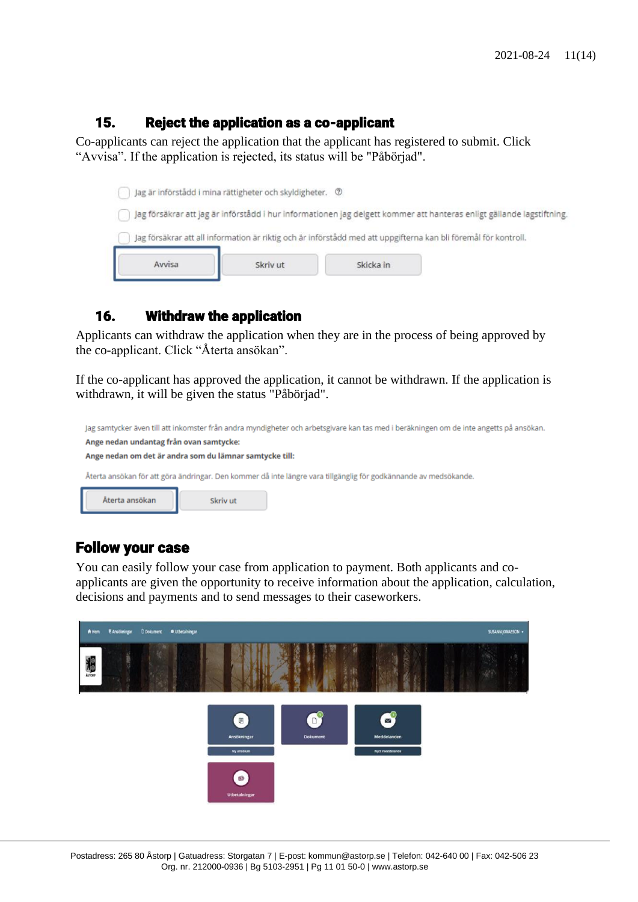## 15. Reject the application as a co-applicant

Co-applicants can reject the application that the applicant has registered to submit. Click "Avvisa". If the application is rejected, its status will be "Påbörjad".

## 16. Withdraw the application

Applicants can withdraw the application when they are in the process of being approved by the co-applicant. Click "Återta ansökan".

If the co-applicant has approved the application, it cannot be withdrawn. If the application is withdrawn, it will be given the status "Påbörjad".

## Follow your case

You can easily follow your case from application to payment. Both applicants and co-applicants are given the opportunity to receive information about the application, calculation, decisions and payments and to send messages to their caseworkers.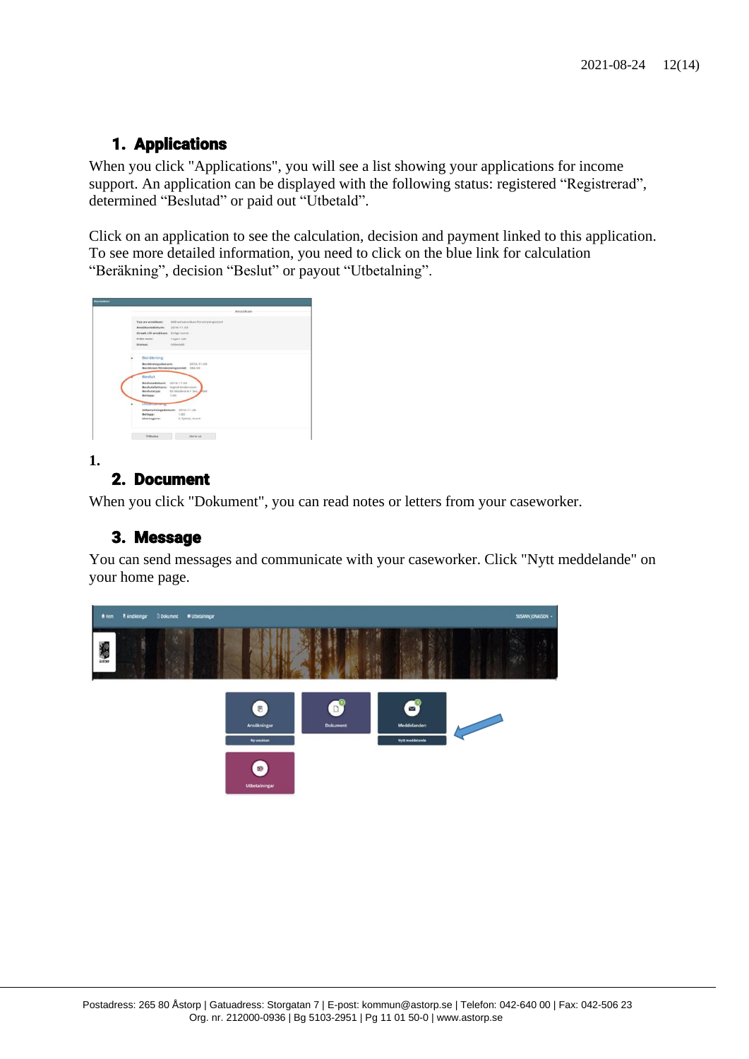## 1. Applications

When you click "Applications", you will see a list showing your applications for income support. An application can be displayed with the following status: registered “Registrerad”, determined “Beslutad” or paid out “Utbetald”.

Click on an application to see the calculation, decision and payment linked to this application. To see more detailed information, you need to click on the blue link for calculation “Beräkning”, decision “Beslut” or payout “Utbetalning”.

1.

## 2. Document

When you click "Dokument", you can read notes or letters from your caseworker.

## 3. Message

You can send messages and communicate with your caseworker. Click "Nytt meddelande" on your home page.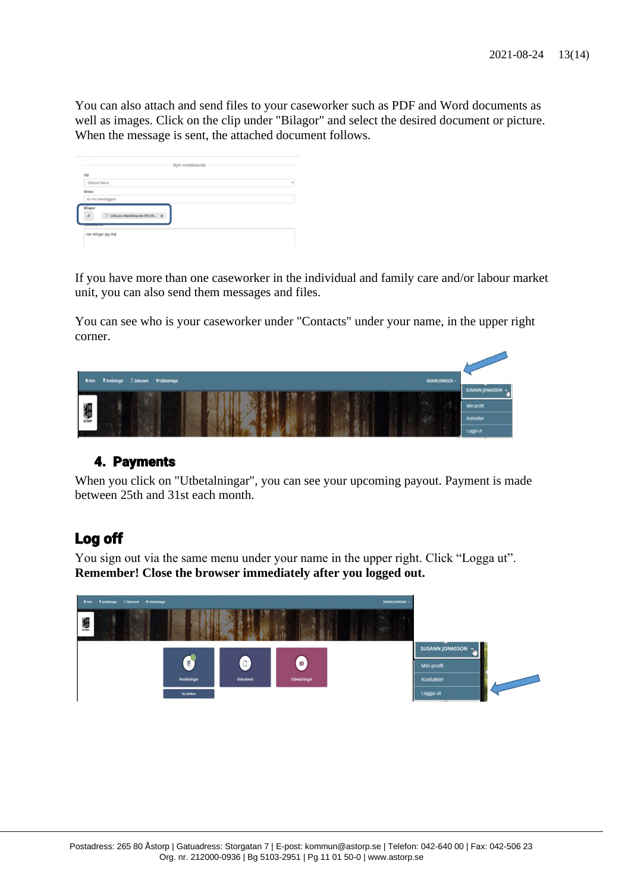You can also attach and send files to your caseworker such as PDF and Word documents as well as images. Click on the clip under "Bilagor" and select the desired document or picture. When the message is sent, the attached document follows.

If you have more than one caseworker in the individual and family care and/or labour market unit, you can also send them messages and files.

You can see who is your caseworker under "Contacts" under your name, in the upper right corner.

## 4. Payments

When you click on "Utbetalningar", you can see your upcoming payout. Payment is made between 25th and 31st each month.

## Log off

You sign out via the same menu under your name in the upper right. Click “Logga ut”. **Remember! Close the browser immediately after you logged out.**

Postadress: 265 80 Åstorp | Gatuadress: Storgatan 7 | E-post: kommun@astorp.se | Telefon: 042-640 00 | Fax: 042-506 23
Org. nr. 212000-0936 | Bg 5103-2951 | Pg 11 01 50-0 | www.astorp.se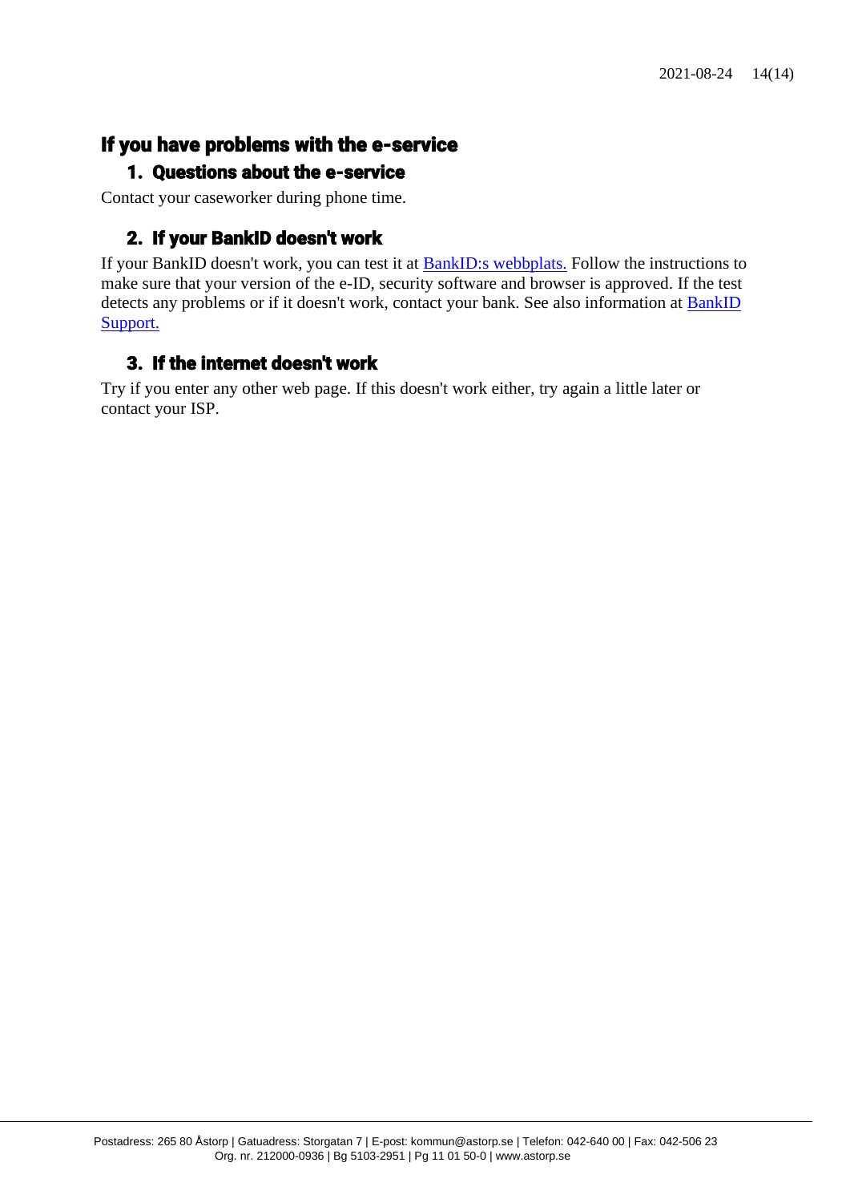## If you have problems with the e-service

### 1. Questions about the e-service

Contact your caseworker during phone time.

### 2. If your BankID doesn't work

If your BankID doesn't work, you can test it at BankID:s webbplats. Follow the instructions to make sure that your version of the e-ID, security software and browser is approved. If the test detects any problems or if it doesn't work, contact your bank. See also information at BankID Support.

### 3. If the internet doesn't work

Try if you enter any other web page. If this doesn't work either, try again a little later or contact your ISP.